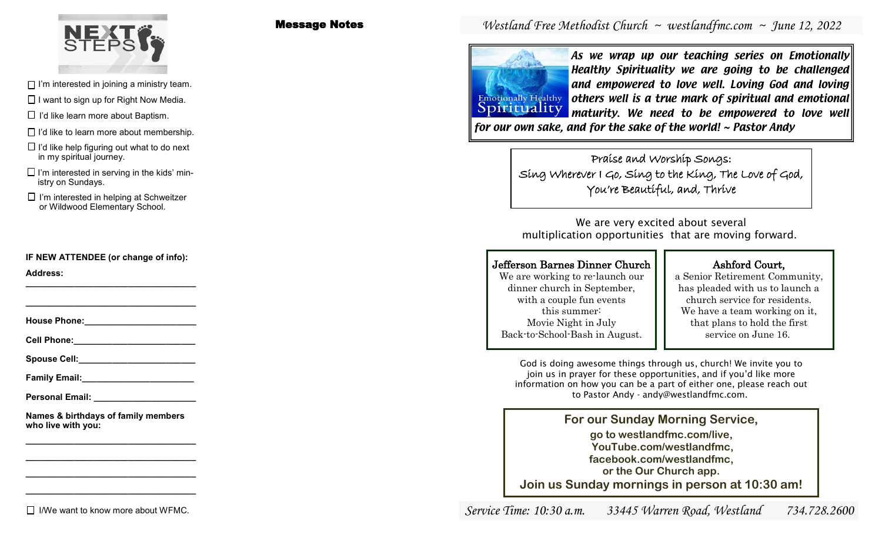**NEXT STEPS**

- ☐ I'm interested in joining a ministry team.
- ☐ I want to sign up for Right Now Media.
- ☐ I'd like learn more about Baptism.
- ☐ I'd like to learn more about membership.
- ☐ I'd like help figuring out what to do next in my spiritual journey.
- ☐ I'm interested in serving in the kids' ministry on Sundays.
- ☐ I'm interested in helping at Schweitzer or Wildwood Elementary School.

**IF NEW ATTENDEE (or change of info):**

**Address:** ___________________________________

___________________________________

**House Phone:**_______________________

**Cell Phone:**_________________________

**Spouse Cell:**________________________

**Family Email:**_______________________

**Personal Email:** _____________________

**Names & birthdays of family members who live with you:**

___________________________________

___________________________________

___________________________________

___________________________________

☐ I/We want to know more about WFMC.

## Message Notes

*Westland Free Methodist Church ~ westlandfmc.com ~ June 12, 2022*

Emotionally Healthy Spirituality

***As we wrap up our teaching series on Emotionally Healthy Spirituality we are going to be challenged and empowered to love well. Loving God and loving others well is a true mark of spiritual and emotional maturity. We need to be empowered to love well for our own sake, and for the sake of the world! ~ Pastor Andy***

Praise and Worship Songs:
Sing Wherever I Go, Sing to the King, The Love of God, You're Beautiful, and, Thrive

We are very excited about several multiplication opportunities that are moving forward.

### Jefferson Barnes Dinner Church

We are working to re-launch our dinner church in September, with a couple fun events this summer:
Movie Night in July
Back-to-School-Bash in August.

### Ashford Court,

a Senior Retirement Community, has pleaded with us to launch a church service for residents. We have a team working on it, that plans to hold the first service on June 16.

God is doing awesome things through us, church! We invite you to join us in prayer for these opportunities, and if you'd like more information on how you can be a part of either one, please reach out to Pastor Andy - andy@westlandfmc.com.

**For our Sunday Morning Service,**
**go to westlandfmc.com/live,**
**YouTube.com/westlandfmc,**
**facebook.com/westlandfmc,**
**or the Our Church app.**
**Join us Sunday mornings in person at 10:30 am!**

*Service Time: 10:30 a.m.    33445 Warren Road, Westland    734.728.2600*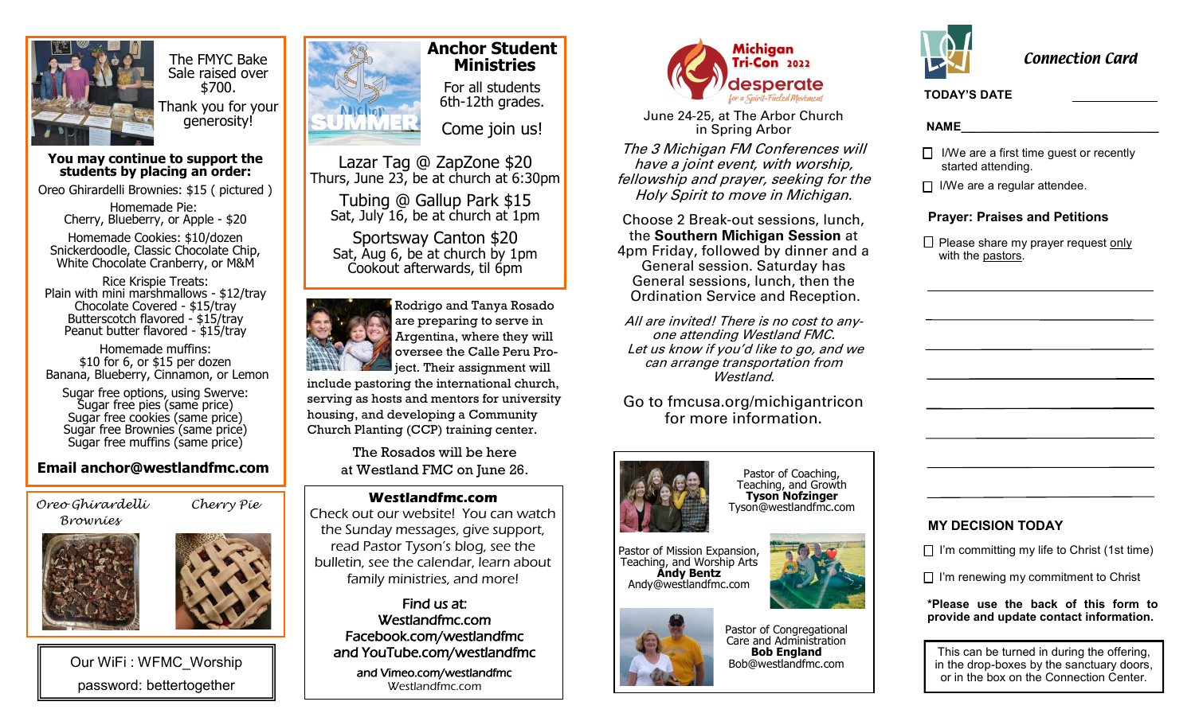The FMYC Bake Sale raised over $700.

Thank you for your generosity!

**You may continue to support the students by placing an order:**

Oreo Ghirardelli Brownies: $15 ( pictured )

Homemade Pie:
Cherry, Blueberry, or Apple - $20

Homemade Cookies: $10/dozen
Snickerdoodle, Classic Chocolate Chip, White Chocolate Cranberry, or M&M

Rice Krispie Treats:
Plain with mini marshmallows - $12/tray
Chocolate Covered - $15/tray
Butterscotch flavored - $15/tray
Peanut butter flavored - $15/tray

Homemade muffins:
$10 for 6, or $15 per dozen
Banana, Blueberry, Cinnamon, or Lemon

Sugar free options, using Swerve:
Sugar free pies (same price)
Sugar free cookies (same price)
Sugar free Brownies (same price)
Sugar free muffins (same price)

**Email anchor@westlandfmc.com**

*Oreo Ghirardelli Brownies* — *Cherry Pie*

Our WiFi : WFMC_Worship
password: bettertogether

## Anchor Student Ministries

For all students 6th-12th grades.

Come join us!

Lazar Tag @ ZapZone $20
Thurs, June 23, be at church at 6:30pm

Tubing @ Gallup Park $15
Sat, July 16, be at church at 1pm

Sportsway Canton $20
Sat, Aug 6, be at church by 1pm
Cookout afterwards, til 6pm

Rodrigo and Tanya Rosado are preparing to serve in Argentina, where they will oversee the Calle Peru Project. Their assignment will include pastoring the international church, serving as hosts and mentors for university housing, and developing a Community Church Planting (CCP) training center.

The Rosados will be here at Westland FMC on June 26.

**Westlandfmc.com**

Check out our website! You can watch the Sunday messages, give support, read Pastor Tyson's blog, see the bulletin, see the calendar, learn about family ministries, and more!

Find us at:
Westlandfmc.com
Facebook.com/westlandfmc
and YouTube.com/westlandfmc
and Vimeo.com/westlandfmc
Westlandfmc.com

## Michigan Tri-Con 2022
**desperate** *for a Spirit-Fueled Movement*

June 24-25, at The Arbor Church in Spring Arbor

*The 3 Michigan FM Conferences will have a joint event, with worship, fellowship and prayer, seeking for the Holy Spirit to move in Michigan.*

Choose 2 Break-out sessions, lunch, the **Southern Michigan Session** at 4pm Friday, followed by dinner and a General session. Saturday has General sessions, lunch, then the Ordination Service and Reception.

*All are invited! There is no cost to anyone attending Westland FMC. Let us know if you'd like to go, and we can arrange transportation from Westland.*

Go to fmcusa.org/michigantricon for more information.

Pastor of Coaching, Teaching, and Growth
**Tyson Nofzinger**
Tyson@westlandfmc.com

Pastor of Mission Expansion, Teaching, and Worship Arts
**Andy Bentz**
Andy@westlandfmc.com

Pastor of Congregational Care and Administration
**Bob England**
Bob@westlandfmc.com

## *Connection Card*

**TODAY'S DATE** ____________

**NAME** ______________________________

☐ I/We are a first time guest or recently started attending.

☐ I/We are a regular attendee.

### Prayer: Praises and Petitions

☐ Please share my prayer request only with the pastors.

______________________________
______________________________
______________________________
______________________________
______________________________
______________________________
______________________________
______________________________

### MY DECISION TODAY

☐ I'm committing my life to Christ (1st time)

☐ I'm renewing my commitment to Christ

**\*Please use the back of this form to provide and update contact information.**

This can be turned in during the offering, in the drop-boxes by the sanctuary doors, or in the box on the Connection Center.